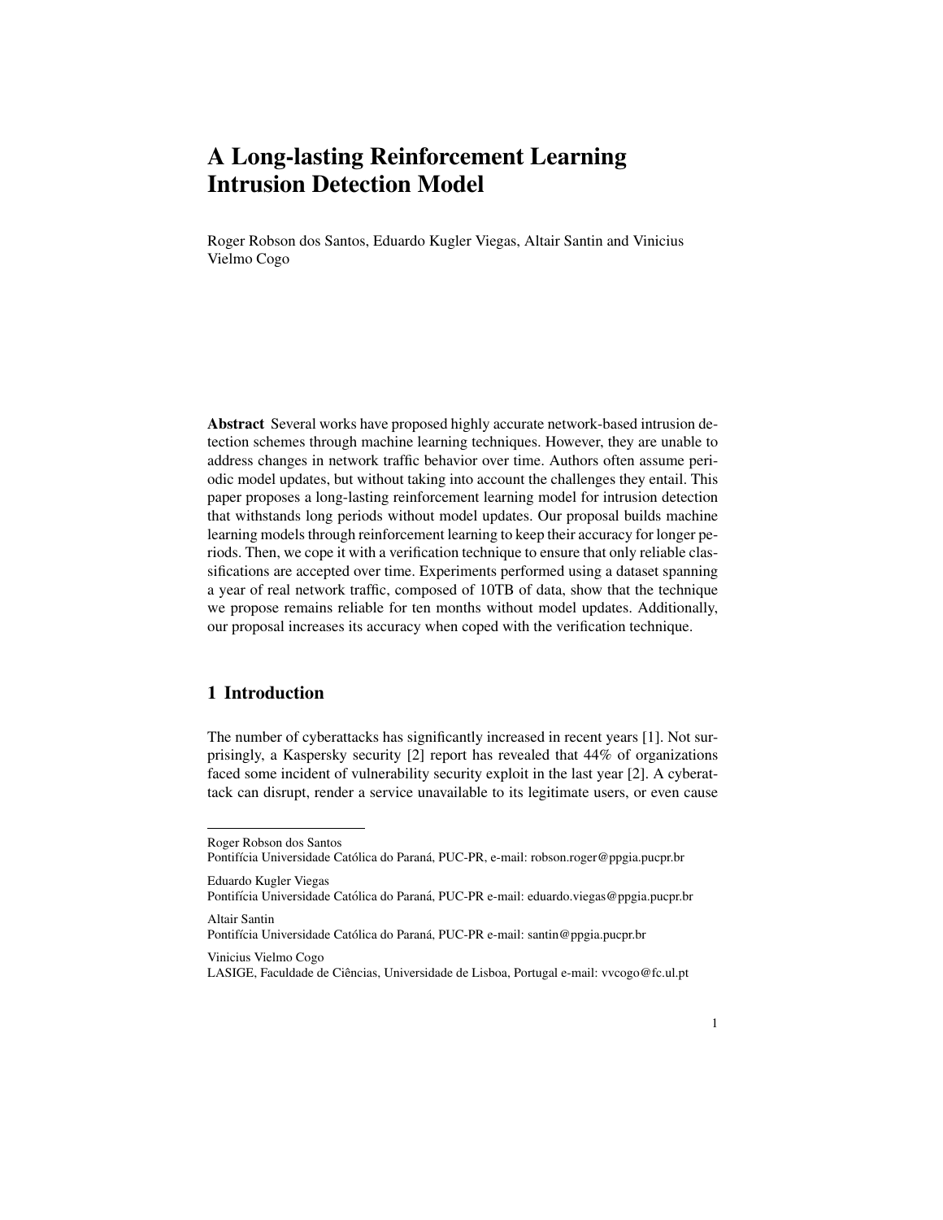# A Long-lasting Reinforcement Learning Intrusion Detection Model

Roger Robson dos Santos, Eduardo Kugler Viegas, Altair Santin and Vinicius Vielmo Cogo

**Abstract** Several works have proposed highly accurate network-based intrusion detection schemes through machine learning techniques. However, they are unable to address changes in network traffic behavior over time. Authors often assume periodic model updates, but without taking into account the challenges they entail. This paper proposes a long-lasting reinforcement learning model for intrusion detection that withstands long periods without model updates. Our proposal builds machine learning models through reinforcement learning to keep their accuracy for longer periods. Then, we cope it with a verification technique to ensure that only reliable classifications are accepted over time. Experiments performed using a dataset spanning a year of real network traffic, composed of 10TB of data, show that the technique we propose remains reliable for ten months without model updates. Additionally, our proposal increases its accuracy when coped with the verification technique.

## 1 Introduction

The number of cyberattacks has significantly increased in recent years [1]. Not surprisingly, a Kaspersky security [2] report has revealed that 44% of organizations faced some incident of vulnerability security exploit in the last year [2]. A cyberattack can disrupt, render a service unavailable to its legitimate users, or even cause

---

Roger Robson dos Santos
Pontifícia Universidade Católica do Paraná, PUC-PR, e-mail: robson.roger@ppgia.pucpr.br

Eduardo Kugler Viegas
Pontifícia Universidade Católica do Paraná, PUC-PR e-mail: eduardo.viegas@ppgia.pucpr.br

Altair Santin
Pontifícia Universidade Católica do Paraná, PUC-PR e-mail: santin@ppgia.pucpr.br

Vinicius Vielmo Cogo
LASIGE, Faculdade de Ciências, Universidade de Lisboa, Portugal e-mail: vvcogo@fc.ul.pt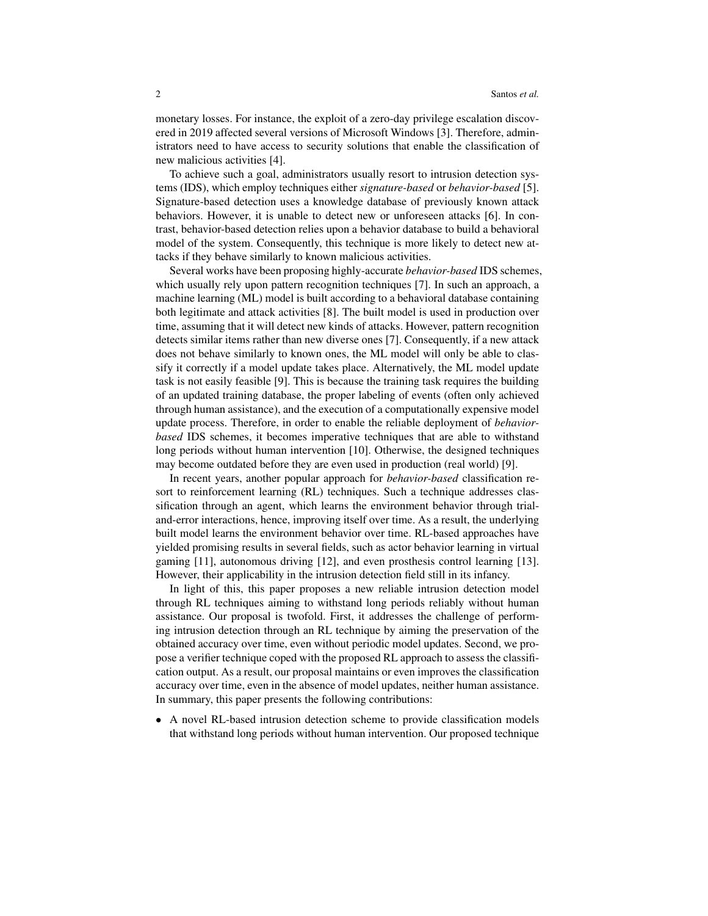monetary losses. For instance, the exploit of a zero-day privilege escalation discovered in 2019 affected several versions of Microsoft Windows [3]. Therefore, administrators need to have access to security solutions that enable the classification of new malicious activities [4].

To achieve such a goal, administrators usually resort to intrusion detection systems (IDS), which employ techniques either *signature-based* or *behavior-based* [5]. Signature-based detection uses a knowledge database of previously known attack behaviors. However, it is unable to detect new or unforeseen attacks [6]. In contrast, behavior-based detection relies upon a behavior database to build a behavioral model of the system. Consequently, this technique is more likely to detect new attacks if they behave similarly to known malicious activities.

Several works have been proposing highly-accurate *behavior-based* IDS schemes, which usually rely upon pattern recognition techniques [7]. In such an approach, a machine learning (ML) model is built according to a behavioral database containing both legitimate and attack activities [8]. The built model is used in production over time, assuming that it will detect new kinds of attacks. However, pattern recognition detects similar items rather than new diverse ones [7]. Consequently, if a new attack does not behave similarly to known ones, the ML model will only be able to classify it correctly if a model update takes place. Alternatively, the ML model update task is not easily feasible [9]. This is because the training task requires the building of an updated training database, the proper labeling of events (often only achieved through human assistance), and the execution of a computationally expensive model update process. Therefore, in order to enable the reliable deployment of *behavior-based* IDS schemes, it becomes imperative techniques that are able to withstand long periods without human intervention [10]. Otherwise, the designed techniques may become outdated before they are even used in production (real world) [9].

In recent years, another popular approach for *behavior-based* classification resort to reinforcement learning (RL) techniques. Such a technique addresses classification through an agent, which learns the environment behavior through trial-and-error interactions, hence, improving itself over time. As a result, the underlying built model learns the environment behavior over time. RL-based approaches have yielded promising results in several fields, such as actor behavior learning in virtual gaming [11], autonomous driving [12], and even prosthesis control learning [13]. However, their applicability in the intrusion detection field still in its infancy.

In light of this, this paper proposes a new reliable intrusion detection model through RL techniques aiming to withstand long periods reliably without human assistance. Our proposal is twofold. First, it addresses the challenge of performing intrusion detection through an RL technique by aiming the preservation of the obtained accuracy over time, even without periodic model updates. Second, we propose a verifier technique coped with the proposed RL approach to assess the classification output. As a result, our proposal maintains or even improves the classification accuracy over time, even in the absence of model updates, neither human assistance. In summary, this paper presents the following contributions:

- A novel RL-based intrusion detection scheme to provide classification models that withstand long periods without human intervention. Our proposed technique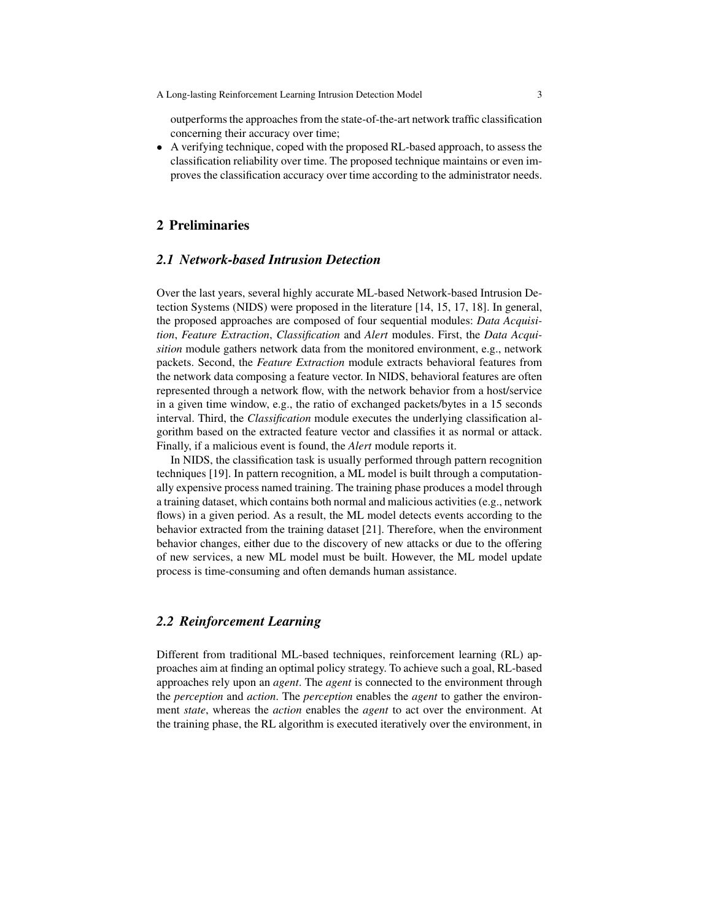outperforms the approaches from the state-of-the-art network traffic classification concerning their accuracy over time;

- A verifying technique, coped with the proposed RL-based approach, to assess the classification reliability over time. The proposed technique maintains or even improves the classification accuracy over time according to the administrator needs.

## 2 Preliminaries

### 2.1 Network-based Intrusion Detection

Over the last years, several highly accurate ML-based Network-based Intrusion Detection Systems (NIDS) were proposed in the literature [14, 15, 17, 18]. In general, the proposed approaches are composed of four sequential modules: *Data Acquisition*, *Feature Extraction*, *Classification* and *Alert* modules. First, the *Data Acquisition* module gathers network data from the monitored environment, e.g., network packets. Second, the *Feature Extraction* module extracts behavioral features from the network data composing a feature vector. In NIDS, behavioral features are often represented through a network flow, with the network behavior from a host/service in a given time window, e.g., the ratio of exchanged packets/bytes in a 15 seconds interval. Third, the *Classification* module executes the underlying classification algorithm based on the extracted feature vector and classifies it as normal or attack. Finally, if a malicious event is found, the *Alert* module reports it.

In NIDS, the classification task is usually performed through pattern recognition techniques [19]. In pattern recognition, a ML model is built through a computationally expensive process named training. The training phase produces a model through a training dataset, which contains both normal and malicious activities (e.g., network flows) in a given period. As a result, the ML model detects events according to the behavior extracted from the training dataset [21]. Therefore, when the environment behavior changes, either due to the discovery of new attacks or due to the offering of new services, a new ML model must be built. However, the ML model update process is time-consuming and often demands human assistance.

### 2.2 Reinforcement Learning

Different from traditional ML-based techniques, reinforcement learning (RL) approaches aim at finding an optimal policy strategy. To achieve such a goal, RL-based approaches rely upon an *agent*. The *agent* is connected to the environment through the *perception* and *action*. The *perception* enables the *agent* to gather the environment *state*, whereas the *action* enables the *agent* to act over the environment. At the training phase, the RL algorithm is executed iteratively over the environment, in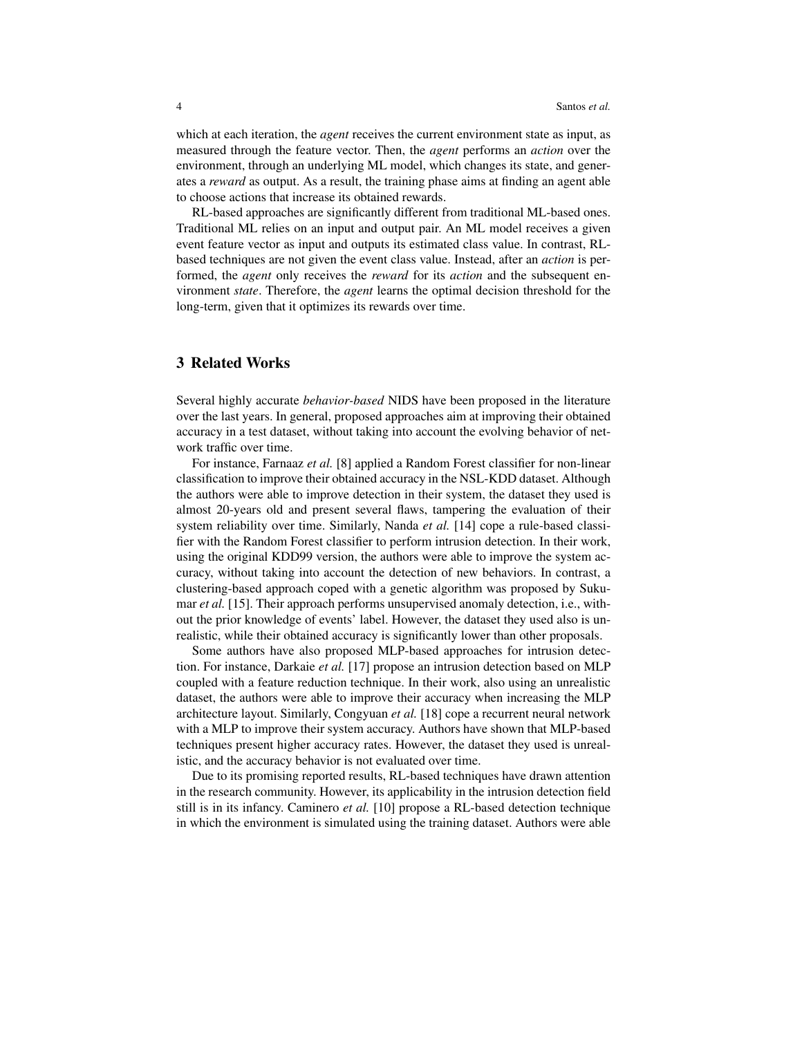which at each iteration, the *agent* receives the current environment state as input, as measured through the feature vector. Then, the *agent* performs an *action* over the environment, through an underlying ML model, which changes its state, and generates a *reward* as output. As a result, the training phase aims at finding an agent able to choose actions that increase its obtained rewards.

RL-based approaches are significantly different from traditional ML-based ones. Traditional ML relies on an input and output pair. An ML model receives a given event feature vector as input and outputs its estimated class value. In contrast, RL-based techniques are not given the event class value. Instead, after an *action* is performed, the *agent* only receives the *reward* for its *action* and the subsequent environment *state*. Therefore, the *agent* learns the optimal decision threshold for the long-term, given that it optimizes its rewards over time.

## 3 Related Works

Several highly accurate *behavior-based* NIDS have been proposed in the literature over the last years. In general, proposed approaches aim at improving their obtained accuracy in a test dataset, without taking into account the evolving behavior of network traffic over time.

For instance, Farnaaz *et al.* [8] applied a Random Forest classifier for non-linear classification to improve their obtained accuracy in the NSL-KDD dataset. Although the authors were able to improve detection in their system, the dataset they used is almost 20-years old and present several flaws, tampering the evaluation of their system reliability over time. Similarly, Nanda *et al.* [14] cope a rule-based classifier with the Random Forest classifier to perform intrusion detection. In their work, using the original KDD99 version, the authors were able to improve the system accuracy, without taking into account the detection of new behaviors. In contrast, a clustering-based approach coped with a genetic algorithm was proposed by Sukumar *et al.* [15]. Their approach performs unsupervised anomaly detection, i.e., without the prior knowledge of events' label. However, the dataset they used also is unrealistic, while their obtained accuracy is significantly lower than other proposals.

Some authors have also proposed MLP-based approaches for intrusion detection. For instance, Darkaie *et al.* [17] propose an intrusion detection based on MLP coupled with a feature reduction technique. In their work, also using an unrealistic dataset, the authors were able to improve their accuracy when increasing the MLP architecture layout. Similarly, Congyuan *et al.* [18] cope a recurrent neural network with a MLP to improve their system accuracy. Authors have shown that MLP-based techniques present higher accuracy rates. However, the dataset they used is unrealistic, and the accuracy behavior is not evaluated over time.

Due to its promising reported results, RL-based techniques have drawn attention in the research community. However, its applicability in the intrusion detection field still is in its infancy. Caminero *et al.* [10] propose a RL-based detection technique in which the environment is simulated using the training dataset. Authors were able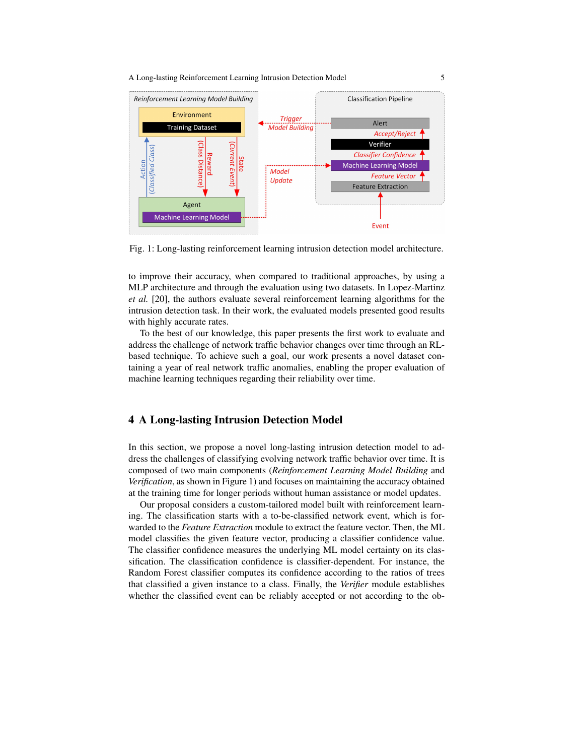Fig. 1: Long-lasting reinforcement learning intrusion detection model architecture.

to improve their accuracy, when compared to traditional approaches, by using a MLP architecture and through the evaluation using two datasets. In Lopez-Martinz *et al.* [20], the authors evaluate several reinforcement learning algorithms for the intrusion detection task. In their work, the evaluated models presented good results with highly accurate rates.

To the best of our knowledge, this paper presents the first work to evaluate and address the challenge of network traffic behavior changes over time through an RL-based technique. To achieve such a goal, our work presents a novel dataset containing a year of real network traffic anomalies, enabling the proper evaluation of machine learning techniques regarding their reliability over time.

## 4 A Long-lasting Intrusion Detection Model

In this section, we propose a novel long-lasting intrusion detection model to address the challenges of classifying evolving network traffic behavior over time. It is composed of two main components (*Reinforcement Learning Model Building* and *Verification*, as shown in Figure 1) and focuses on maintaining the accuracy obtained at the training time for longer periods without human assistance or model updates.

Our proposal considers a custom-tailored model built with reinforcement learning. The classification starts with a to-be-classified network event, which is forwarded to the *Feature Extraction* module to extract the feature vector. Then, the ML model classifies the given feature vector, producing a classifier confidence value. The classifier confidence measures the underlying ML model certainty on its classification. The classification confidence is classifier-dependent. For instance, the Random Forest classifier computes its confidence according to the ratios of trees that classified a given instance to a class. Finally, the *Verifier* module establishes whether the classified event can be reliably accepted or not according to the ob-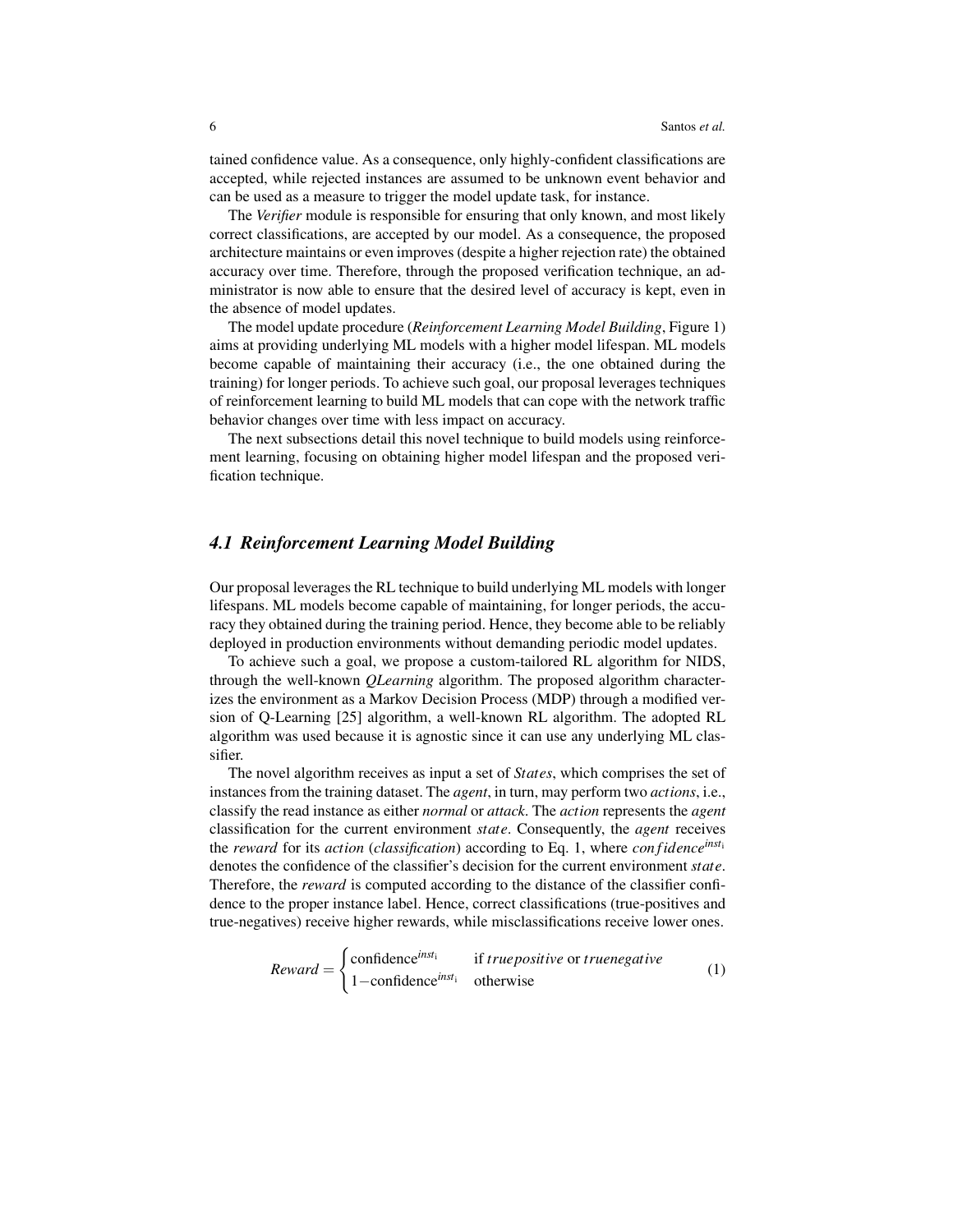tained confidence value. As a consequence, only highly-confident classifications are accepted, while rejected instances are assumed to be unknown event behavior and can be used as a measure to trigger the model update task, for instance.

The *Verifier* module is responsible for ensuring that only known, and most likely correct classifications, are accepted by our model. As a consequence, the proposed architecture maintains or even improves (despite a higher rejection rate) the obtained accuracy over time. Therefore, through the proposed verification technique, an administrator is now able to ensure that the desired level of accuracy is kept, even in the absence of model updates.

The model update procedure (*Reinforcement Learning Model Building*, Figure 1) aims at providing underlying ML models with a higher model lifespan. ML models become capable of maintaining their accuracy (i.e., the one obtained during the training) for longer periods. To achieve such goal, our proposal leverages techniques of reinforcement learning to build ML models that can cope with the network traffic behavior changes over time with less impact on accuracy.

The next subsections detail this novel technique to build models using reinforcement learning, focusing on obtaining higher model lifespan and the proposed verification technique.

### *4.1 Reinforcement Learning Model Building*

Our proposal leverages the RL technique to build underlying ML models with longer lifespans. ML models become capable of maintaining, for longer periods, the accuracy they obtained during the training period. Hence, they become able to be reliably deployed in production environments without demanding periodic model updates.

To achieve such a goal, we propose a custom-tailored RL algorithm for NIDS, through the well-known *QLearning* algorithm. The proposed algorithm characterizes the environment as a Markov Decision Process (MDP) through a modified version of Q-Learning [25] algorithm, a well-known RL algorithm. The adopted RL algorithm was used because it is agnostic since it can use any underlying ML classifier.

The novel algorithm receives as input a set of $States$, which comprises the set of instances from the training dataset. The *agent*, in turn, may perform two *actions*, i.e., classify the read instance as either *normal* or *attack*. The *action* represents the *agent* classification for the current environment $state$. Consequently, the *agent* receives the *reward* for its *action* (*classification*) according to Eq. 1, where $confidence^{inst_i}$ denotes the confidence of the classifier's decision for the current environment $state$. Therefore, the *reward* is computed according to the distance of the classifier confidence to the proper instance label. Hence, correct classifications (true-positives and true-negatives) receive higher rewards, while misclassifications receive lower ones.

$$Reward = \begin{cases} \text{confidence}^{inst_i} & \text{if } truepositive \text{ or } truenegative \\ 1 - \text{confidence}^{inst_i} & \text{otherwise} \end{cases} \quad (1)$$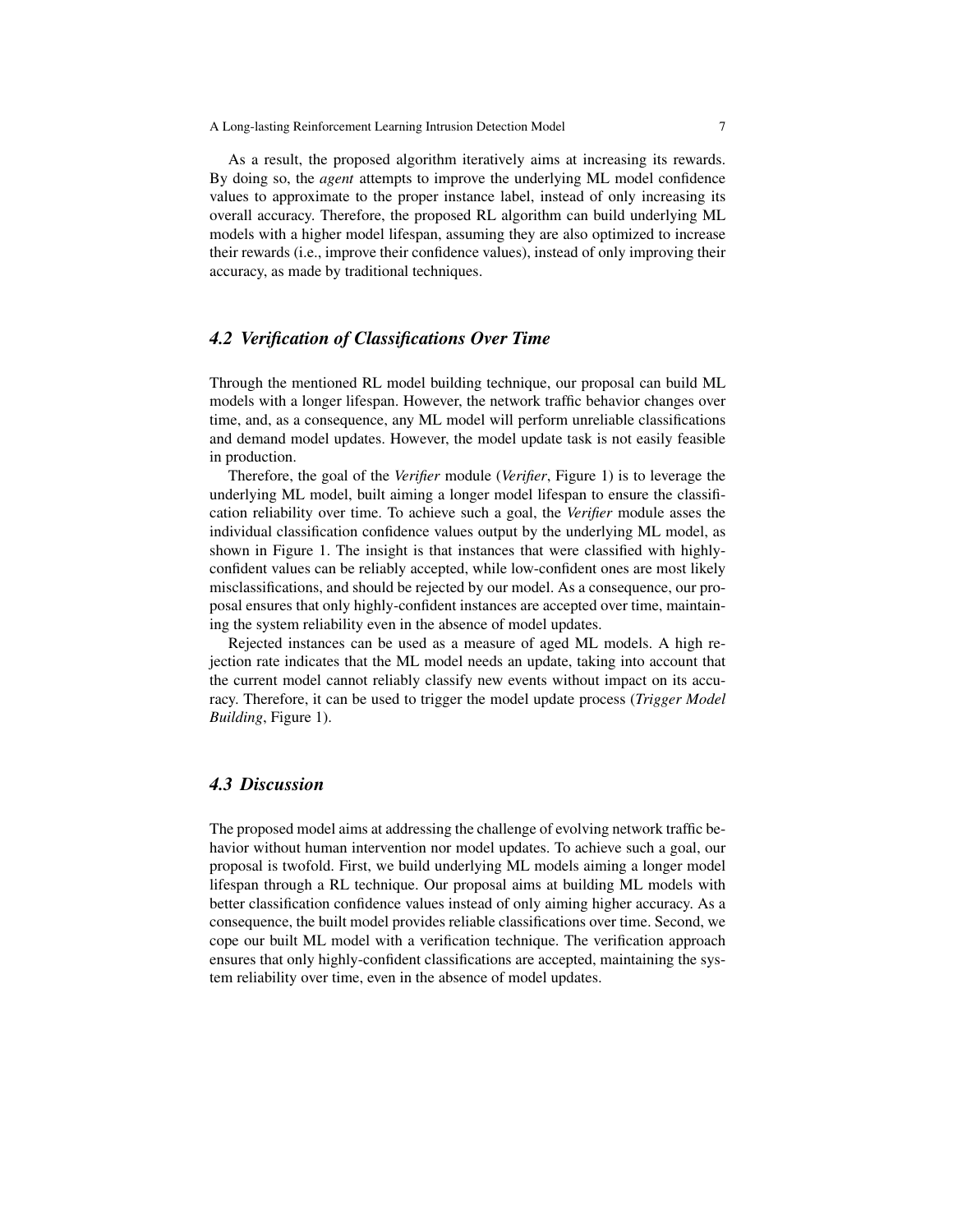As a result, the proposed algorithm iteratively aims at increasing its rewards. By doing so, the *agent* attempts to improve the underlying ML model confidence values to approximate to the proper instance label, instead of only increasing its overall accuracy. Therefore, the proposed RL algorithm can build underlying ML models with a higher model lifespan, assuming they are also optimized to increase their rewards (i.e., improve their confidence values), instead of only improving their accuracy, as made by traditional techniques.

### *4.2 Verification of Classifications Over Time*

Through the mentioned RL model building technique, our proposal can build ML models with a longer lifespan. However, the network traffic behavior changes over time, and, as a consequence, any ML model will perform unreliable classifications and demand model updates. However, the model update task is not easily feasible in production.

Therefore, the goal of the *Verifier* module (*Verifier*, Figure 1) is to leverage the underlying ML model, built aiming a longer model lifespan to ensure the classification reliability over time. To achieve such a goal, the *Verifier* module asses the individual classification confidence values output by the underlying ML model, as shown in Figure 1. The insight is that instances that were classified with highly-confident values can be reliably accepted, while low-confident ones are most likely misclassifications, and should be rejected by our model. As a consequence, our proposal ensures that only highly-confident instances are accepted over time, maintaining the system reliability even in the absence of model updates.

Rejected instances can be used as a measure of aged ML models. A high rejection rate indicates that the ML model needs an update, taking into account that the current model cannot reliably classify new events without impact on its accuracy. Therefore, it can be used to trigger the model update process (*Trigger Model Building*, Figure 1).

### *4.3 Discussion*

The proposed model aims at addressing the challenge of evolving network traffic behavior without human intervention nor model updates. To achieve such a goal, our proposal is twofold. First, we build underlying ML models aiming a longer model lifespan through a RL technique. Our proposal aims at building ML models with better classification confidence values instead of only aiming higher accuracy. As a consequence, the built model provides reliable classifications over time. Second, we cope our built ML model with a verification technique. The verification approach ensures that only highly-confident classifications are accepted, maintaining the system reliability over time, even in the absence of model updates.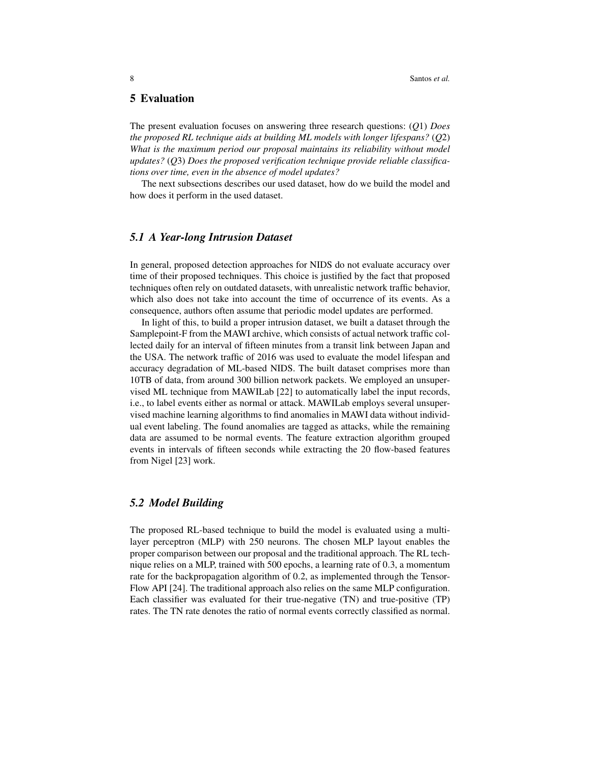## 5 Evaluation

The present evaluation focuses on answering three research questions: ($Q1$) *Does the proposed RL technique aids at building ML models with longer lifespans?* ($Q2$) *What is the maximum period our proposal maintains its reliability without model updates?* ($Q3$) *Does the proposed verification technique provide reliable classifications over time, even in the absence of model updates?*

The next subsections describes our used dataset, how do we build the model and how does it perform in the used dataset.

### *5.1 A Year-long Intrusion Dataset*

In general, proposed detection approaches for NIDS do not evaluate accuracy over time of their proposed techniques. This choice is justified by the fact that proposed techniques often rely on outdated datasets, with unrealistic network traffic behavior, which also does not take into account the time of occurrence of its events. As a consequence, authors often assume that periodic model updates are performed.

In light of this, to build a proper intrusion dataset, we built a dataset through the Samplepoint-F from the MAWI archive, which consists of actual network traffic collected daily for an interval of fifteen minutes from a transit link between Japan and the USA. The network traffic of 2016 was used to evaluate the model lifespan and accuracy degradation of ML-based NIDS. The built dataset comprises more than 10TB of data, from around 300 billion network packets. We employed an unsupervised ML technique from MAWILab [22] to automatically label the input records, i.e., to label events either as normal or attack. MAWILab employs several unsupervised machine learning algorithms to find anomalies in MAWI data without individual event labeling. The found anomalies are tagged as attacks, while the remaining data are assumed to be normal events. The feature extraction algorithm grouped events in intervals of fifteen seconds while extracting the 20 flow-based features from Nigel [23] work.

### *5.2 Model Building*

The proposed RL-based technique to build the model is evaluated using a multi-layer perceptron (MLP) with 250 neurons. The chosen MLP layout enables the proper comparison between our proposal and the traditional approach. The RL technique relies on a MLP, trained with 500 epochs, a learning rate of 0.3, a momentum rate for the backpropagation algorithm of 0.2, as implemented through the TensorFlow API [24]. The traditional approach also relies on the same MLP configuration. Each classifier was evaluated for their true-negative (TN) and true-positive (TP) rates. The TN rate denotes the ratio of normal events correctly classified as normal.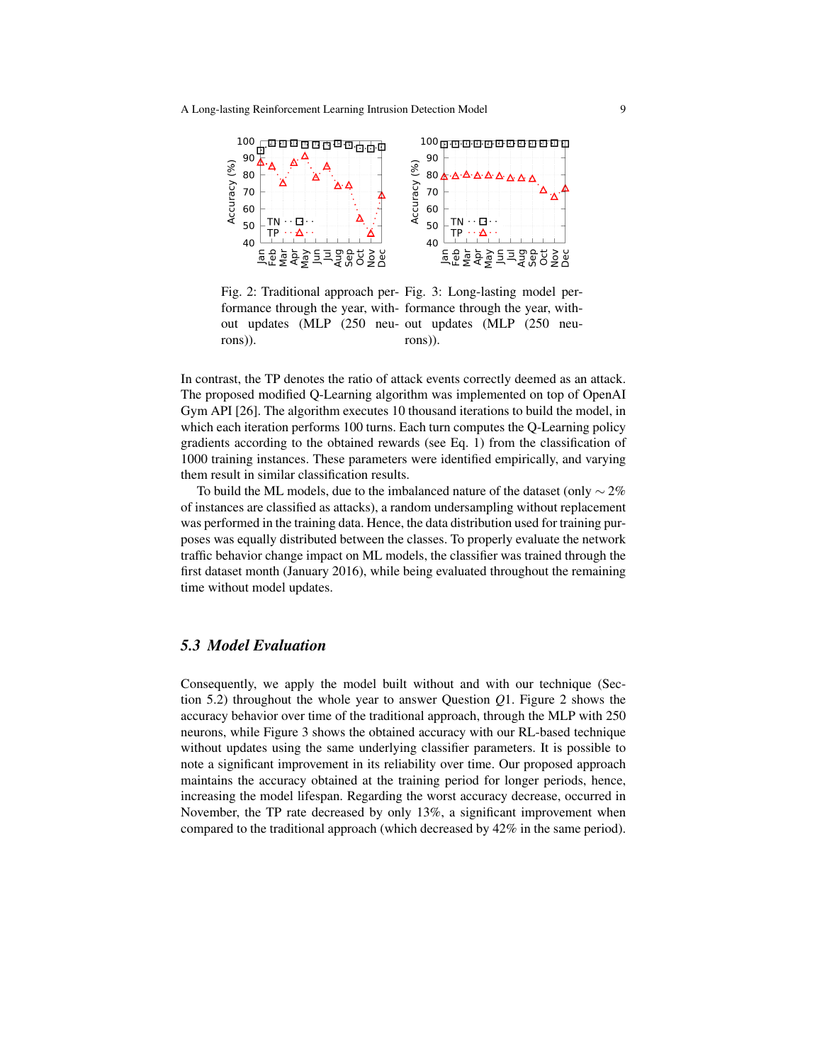Fig. 2: Traditional approach performance through the year, without updates (MLP (250 neurons)).

Fig. 3: Long-lasting model performance through the year, without updates (MLP (250 neurons)).

In contrast, the TP denotes the ratio of attack events correctly deemed as an attack. The proposed modified Q-Learning algorithm was implemented on top of OpenAI Gym API [26]. The algorithm executes 10 thousand iterations to build the model, in which each iteration performs 100 turns. Each turn computes the Q-Learning policy gradients according to the obtained rewards (see Eq. 1) from the classification of 1000 training instances. These parameters were identified empirically, and varying them result in similar classification results.

To build the ML models, due to the imbalanced nature of the dataset (only $\sim 2\%$ of instances are classified as attacks), a random undersampling without replacement was performed in the training data. Hence, the data distribution used for training purposes was equally distributed between the classes. To properly evaluate the network traffic behavior change impact on ML models, the classifier was trained through the first dataset month (January 2016), while being evaluated throughout the remaining time without model updates.

### 5.3 Model Evaluation

Consequently, we apply the model built without and with our technique (Section 5.2) throughout the whole year to answer Question $Q1$. Figure 2 shows the accuracy behavior over time of the traditional approach, through the MLP with 250 neurons, while Figure 3 shows the obtained accuracy with our RL-based technique without updates using the same underlying classifier parameters. It is possible to note a significant improvement in its reliability over time. Our proposed approach maintains the accuracy obtained at the training period for longer periods, hence, increasing the model lifespan. Regarding the worst accuracy decrease, occurred in November, the TP rate decreased by only 13%, a significant improvement when compared to the traditional approach (which decreased by 42% in the same period).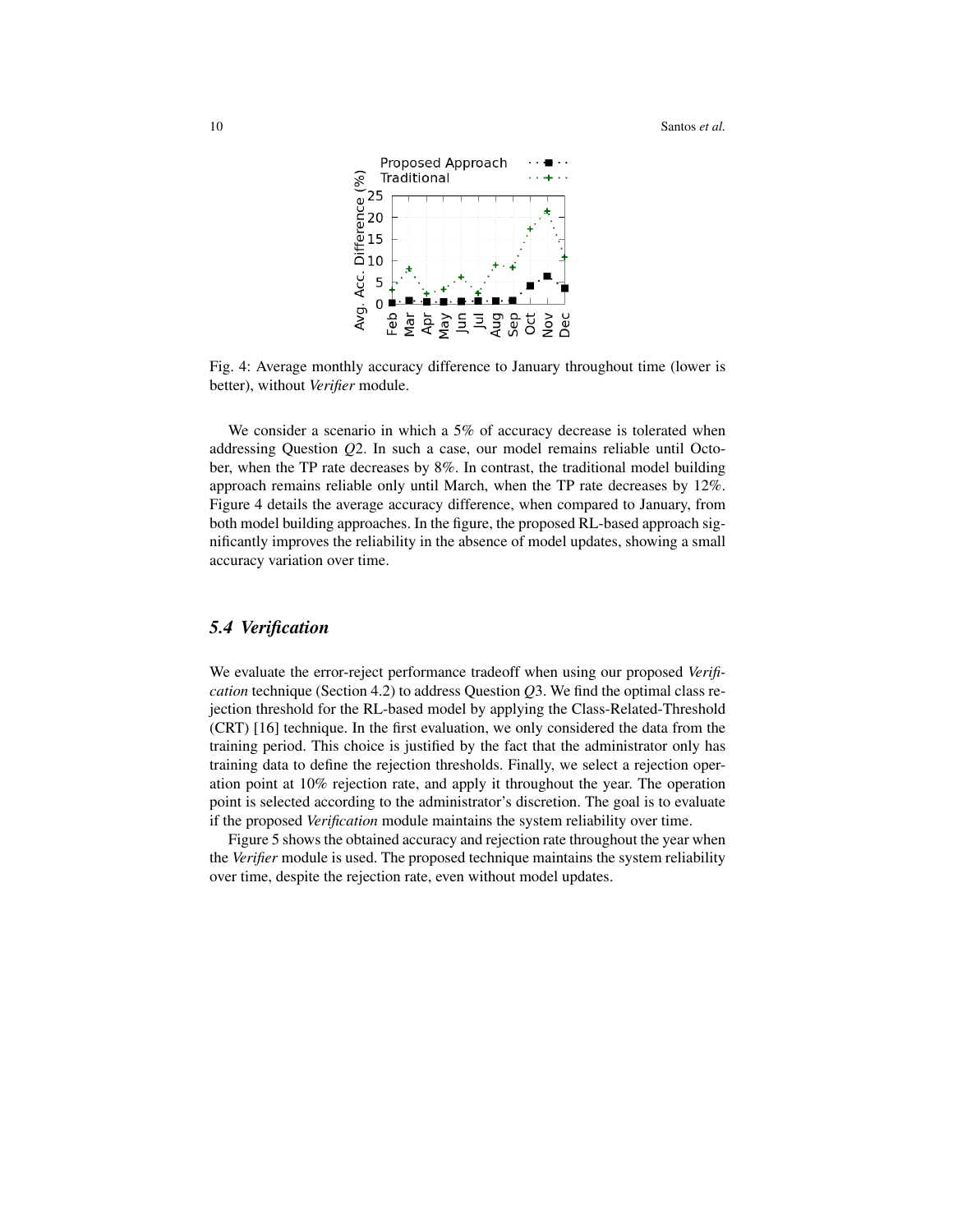Fig. 4: Average monthly accuracy difference to January throughout time (lower is better), without *Verifier* module.

We consider a scenario in which a 5% of accuracy decrease is tolerated when addressing Question *Q*2. In such a case, our model remains reliable until October, when the TP rate decreases by 8%. In contrast, the traditional model building approach remains reliable only until March, when the TP rate decreases by 12%. Figure 4 details the average accuracy difference, when compared to January, from both model building approaches. In the figure, the proposed RL-based approach significantly improves the reliability in the absence of model updates, showing a small accuracy variation over time.

### *5.4 Verification*

We evaluate the error-reject performance tradeoff when using our proposed *Verification* technique (Section 4.2) to address Question *Q*3. We find the optimal class rejection threshold for the RL-based model by applying the Class-Related-Threshold (CRT) [16] technique. In the first evaluation, we only considered the data from the training period. This choice is justified by the fact that the administrator only has training data to define the rejection thresholds. Finally, we select a rejection operation point at 10% rejection rate, and apply it throughout the year. The operation point is selected according to the administrator's discretion. The goal is to evaluate if the proposed *Verification* module maintains the system reliability over time.

Figure 5 shows the obtained accuracy and rejection rate throughout the year when the *Verifier* module is used. The proposed technique maintains the system reliability over time, despite the rejection rate, even without model updates.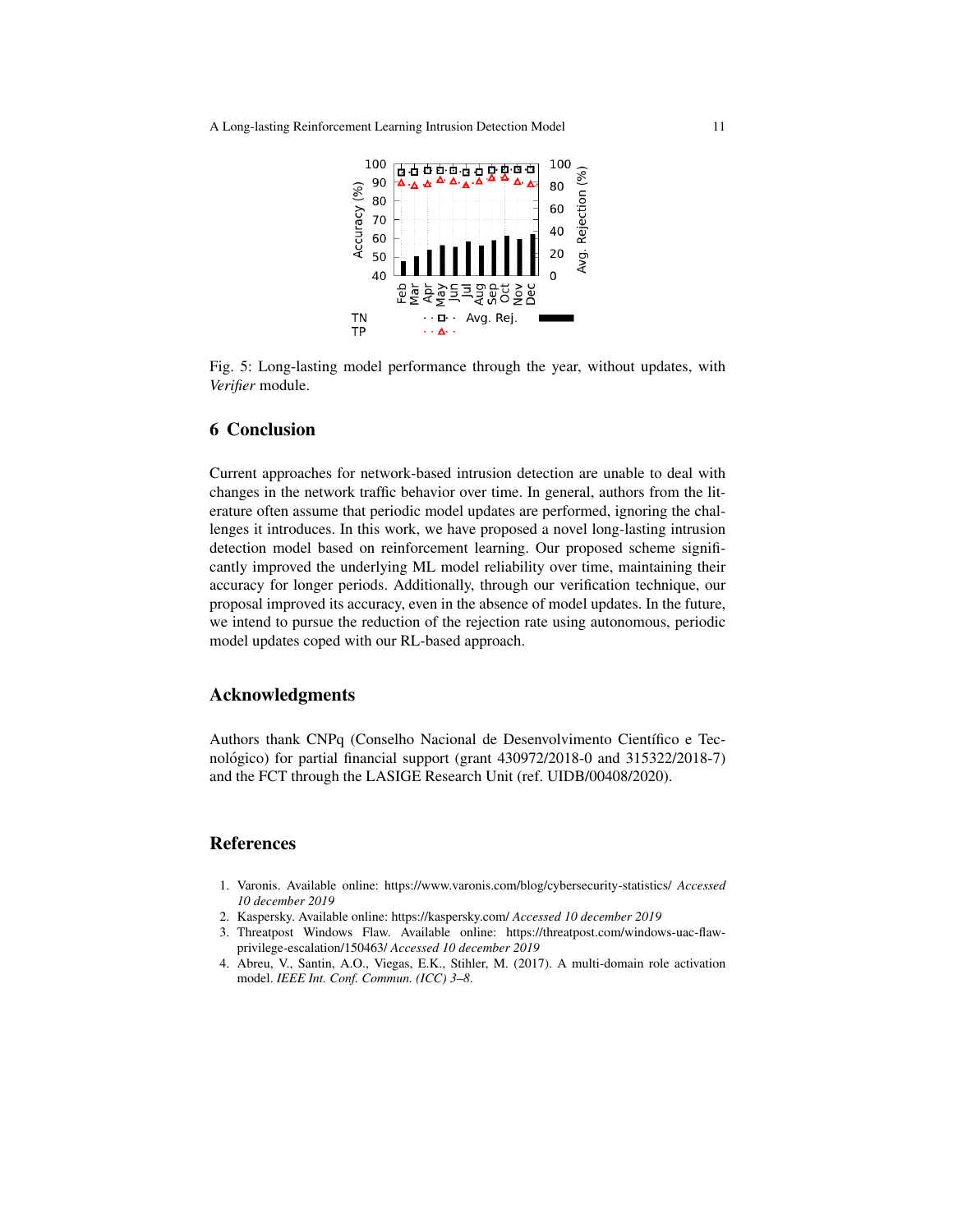Fig. 5: Long-lasting model performance through the year, without updates, with *Verifier* module.

## 6 Conclusion

Current approaches for network-based intrusion detection are unable to deal with changes in the network traffic behavior over time. In general, authors from the literature often assume that periodic model updates are performed, ignoring the challenges it introduces. In this work, we have proposed a novel long-lasting intrusion detection model based on reinforcement learning. Our proposed scheme significantly improved the underlying ML model reliability over time, maintaining their accuracy for longer periods. Additionally, through our verification technique, our proposal improved its accuracy, even in the absence of model updates. In the future, we intend to pursue the reduction of the rejection rate using autonomous, periodic model updates coped with our RL-based approach.

## Acknowledgments

Authors thank CNPq (Conselho Nacional de Desenvolvimento Científico e Tecnológico) for partial financial support (grant 430972/2018-0 and 315322/2018-7) and the FCT through the LASIGE Research Unit (ref. UIDB/00408/2020).

## References

1. Varonis. Available online: https://www.varonis.com/blog/cybersecurity-statistics/ *Accessed 10 december 2019*
2. Kaspersky. Available online: https://kaspersky.com/ *Accessed 10 december 2019*
3. Threatpost Windows Flaw. Available online: https://threatpost.com/windows-uac-flaw-privilege-escalation/150463/ *Accessed 10 december 2019*
4. Abreu, V., Santin, A.O., Viegas, E.K., Stihler, M. (2017). A multi-domain role activation model. *IEEE Int. Conf. Commun. (ICC) 3–8.*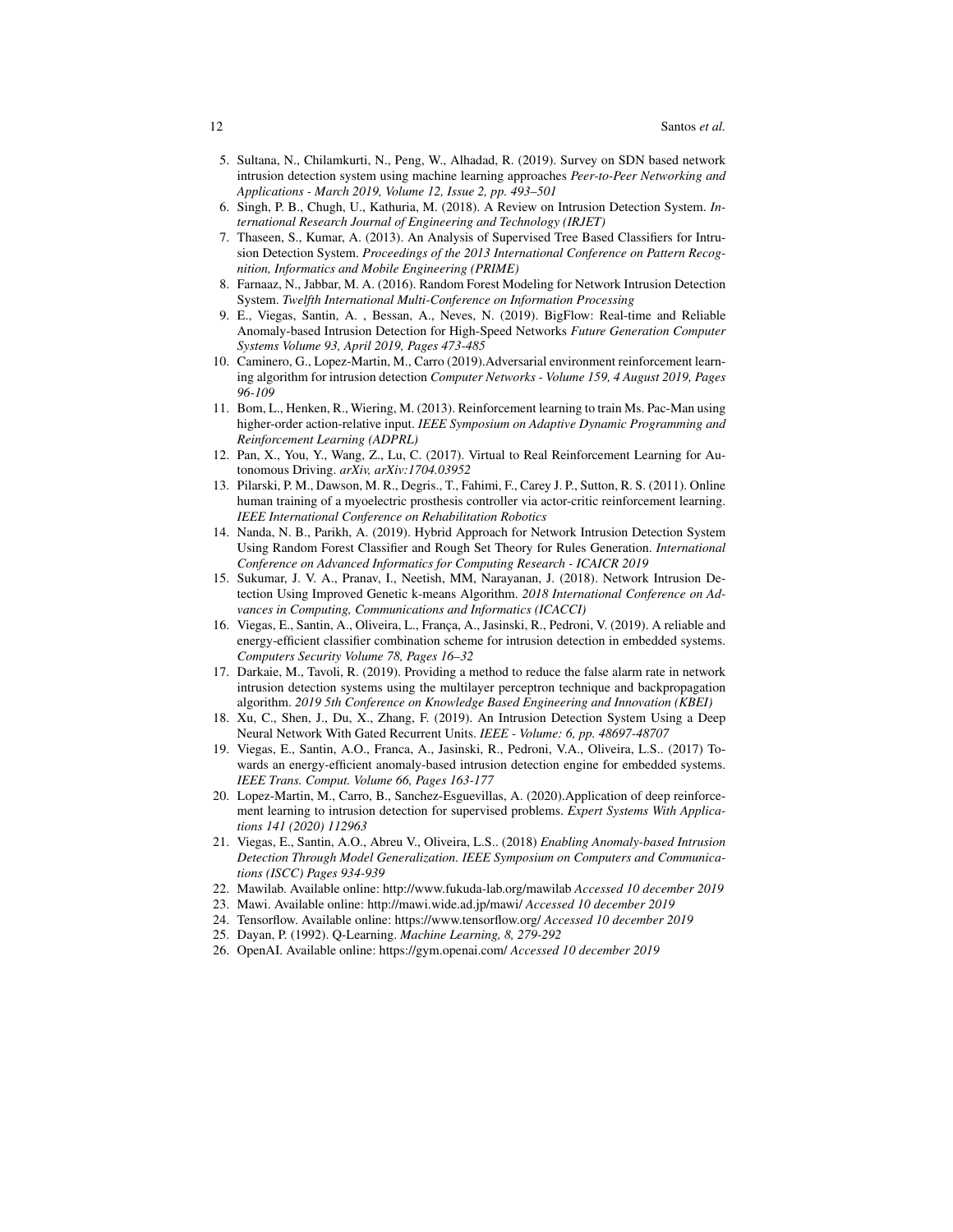5. Sultana, N., Chilamkurti, N., Peng, W., Alhadad, R. (2019). Survey on SDN based network intrusion detection system using machine learning approaches *Peer-to-Peer Networking and Applications - March 2019, Volume 12, Issue 2, pp. 493–501*
6. Singh, P. B., Chugh, U., Kathuria, M. (2018). A Review on Intrusion Detection System. *International Research Journal of Engineering and Technology (IRJET)*
7. Thaseen, S., Kumar, A. (2013). An Analysis of Supervised Tree Based Classifiers for Intrusion Detection System. *Proceedings of the 2013 International Conference on Pattern Recognition, Informatics and Mobile Engineering (PRIME)*
8. Farnaaz, N., Jabbar, M. A. (2016). Random Forest Modeling for Network Intrusion Detection System. *Twelfth International Multi-Conference on Information Processing*
9. E., Viegas, Santin, A. , Bessan, A., Neves, N. (2019). BigFlow: Real-time and Reliable Anomaly-based Intrusion Detection for High-Speed Networks *Future Generation Computer Systems Volume 93, April 2019, Pages 473-485*
10. Caminero, G., Lopez-Martin, M., Carro (2019).Adversarial environment reinforcement learning algorithm for intrusion detection *Computer Networks - Volume 159, 4 August 2019, Pages 96-109*
11. Bom, L., Henken, R., Wiering, M. (2013). Reinforcement learning to train Ms. Pac-Man using higher-order action-relative input. *IEEE Symposium on Adaptive Dynamic Programming and Reinforcement Learning (ADPRL)*
12. Pan, X., You, Y., Wang, Z., Lu, C. (2017). Virtual to Real Reinforcement Learning for Autonomous Driving. *arXiv, arXiv:1704.03952*
13. Pilarski, P. M., Dawson, M. R., Degris., T., Fahimi, F., Carey J. P., Sutton, R. S. (2011). Online human training of a myoelectric prosthesis controller via actor-critic reinforcement learning. *IEEE International Conference on Rehabilitation Robotics*
14. Nanda, N. B., Parikh, A. (2019). Hybrid Approach for Network Intrusion Detection System Using Random Forest Classifier and Rough Set Theory for Rules Generation. *International Conference on Advanced Informatics for Computing Research - ICAICR 2019*
15. Sukumar, J. V. A., Pranav, I., Neetish, MM, Narayanan, J. (2018). Network Intrusion Detection Using Improved Genetic k-means Algorithm. *2018 International Conference on Advances in Computing, Communications and Informatics (ICACCI)*
16. Viegas, E., Santin, A., Oliveira, L., França, A., Jasinski, R., Pedroni, V. (2019). A reliable and energy-efficient classifier combination scheme for intrusion detection in embedded systems. *Computers Security Volume 78, Pages 16–32*
17. Darkaie, M., Tavoli, R. (2019). Providing a method to reduce the false alarm rate in network intrusion detection systems using the multilayer perceptron technique and backpropagation algorithm. *2019 5th Conference on Knowledge Based Engineering and Innovation (KBEI)*
18. Xu, C., Shen, J., Du, X., Zhang, F. (2019). An Intrusion Detection System Using a Deep Neural Network With Gated Recurrent Units. *IEEE - Volume: 6, pp. 48697-48707*
19. Viegas, E., Santin, A.O., Franca, A., Jasinski, R., Pedroni, V.A., Oliveira, L.S.. (2017) Towards an energy-efficient anomaly-based intrusion detection engine for embedded systems. *IEEE Trans. Comput. Volume 66, Pages 163-177*
20. Lopez-Martin, M., Carro, B., Sanchez-Esguevillas, A. (2020).Application of deep reinforcement learning to intrusion detection for supervised problems. *Expert Systems With Applications 141 (2020) 112963*
21. Viegas, E., Santin, A.O., Abreu V., Oliveira, L.S.. (2018) *Enabling Anomaly-based Intrusion Detection Through Model Generalization. IEEE Symposium on Computers and Communications (ISCC) Pages 934-939*
22. Mawilab. Available online: http://www.fukuda-lab.org/mawilab *Accessed 10 december 2019*
23. Mawi. Available online: http://mawi.wide.ad.jp/mawi/ *Accessed 10 december 2019*
24. Tensorflow. Available online: https://www.tensorflow.org/ *Accessed 10 december 2019*
25. Dayan, P. (1992). Q-Learning. *Machine Learning, 8, 279-292*
26. OpenAI. Available online: https://gym.openai.com/ *Accessed 10 december 2019*